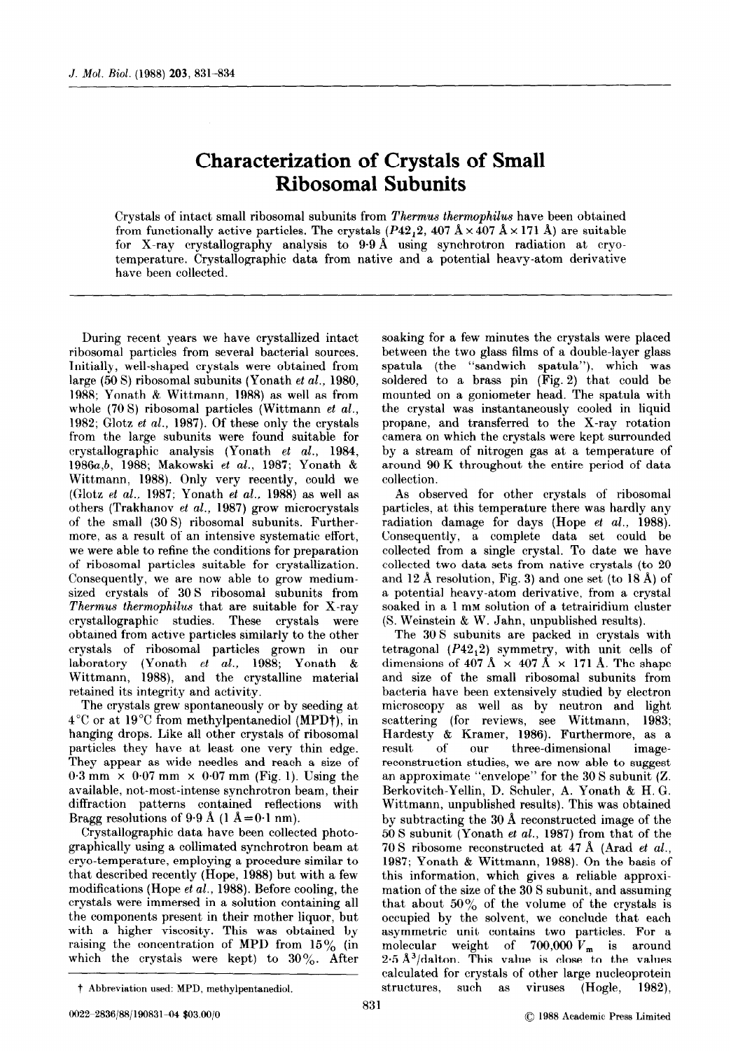# Characterization of Crystals of Small Ribosomal Subunits

Crystals of intact small ribosomal subunits from *Thermus thermophilus* have been obtained from functionally active particles. The crystals ($P42_12$, 407 Å × 407 Å × 171 Å) are suitable for X-ray crystallography analysis to 9·9 Å using synchrotron radiation at cryo-temperature. Crystallographic data from native and a potential heavy-atom derivative have been collected.

---

During recent years we have crystallized intact ribosomal particles from several bacterial sources. Initially, well-shaped crystals were obtained from large (50 S) ribosomal subunits (Yonath *et al.*, 1980, 1988; Yonath & Wittmann, 1988) as well as from whole (70 S) ribosomal particles (Wittmann *et al.*, 1982; Glotz *et al.*, 1987). Of these only the crystals from the large subunits were found suitable for crystallographic analysis (Yonath *et al.*, 1984, 1986*a*,*b*, 1988; Makowski *et al.*, 1987; Yonath & Wittmann, 1988). Only very recently, could we (Glotz *et al.*, 1987; Yonath *et al.*, 1988) as well as others (Trakhanov *et al.*, 1987) grow microcrystals of the small (30 S) ribosomal subunits. Furthermore, as a result of an intensive systematic effort, we were able to refine the conditions for preparation of ribosomal particles suitable for crystallization. Consequently, we are now able to grow medium-sized crystals of 30 S ribosomal subunits from *Thermus thermophilus* that are suitable for X-ray crystallographic studies. These crystals were obtained from active particles similarly to the other crystals of ribosomal particles grown in our laboratory (Yonath *et al.*, 1988; Yonath & Wittmann, 1988), and the crystalline material retained its integrity and activity.

The crystals grew spontaneously or by seeding at 4 °C or at 19 °C from methylpentanediol (MPD†), in hanging drops. Like all other crystals of ribosomal particles they have at least one very thin edge. They appear as wide needles and reach a size of 0·3 mm × 0·07 mm × 0·07 mm (Fig. 1). Using the available, not-most-intense synchrotron beam, their diffraction patterns contained reflections with Bragg resolutions of 9·9 Å (1 Å = 0·1 nm).

Crystallographic data have been collected photographically using a collimated synchrotron beam at cryo-temperature, employing a procedure similar to that described recently (Hope, 1988) but with a few modifications (Hope *et al.*, 1988). Before cooling, the crystals were immersed in a solution containing all the components present in their mother liquor, but with a higher viscosity. This was obtained by raising the concentration of MPD from 15% (in which the crystals were kept) to 30%. After soaking for a few minutes the crystals were placed between the two glass films of a double-layer glass spatula (the "sandwich spatula"), which was soldered to a brass pin (Fig. 2) that could be mounted on a goniometer head. The spatula with the crystal was instantaneously cooled in liquid propane, and transferred to the X-ray rotation camera on which the crystals were kept surrounded by a stream of nitrogen gas at a temperature of around 90 K throughout the entire period of data collection.

As observed for other crystals of ribosomal particles, at this temperature there was hardly any radiation damage for days (Hope *et al.*, 1988). Consequently, a complete data set could be collected from a single crystal. To date we have collected two data sets from native crystals (to 20 and 12 Å resolution, Fig. 3) and one set (to 18 Å) of a potential heavy-atom derivative, from a crystal soaked in a 1 mM solution of a tetrairidium cluster (S. Weinstein & W. Jahn, unpublished results).

The 30 S subunits are packed in crystals with tetragonal ($P42_12$) symmetry, with unit cells of dimensions of 407 Å × 407 Å × 171 Å. The shape and size of the small ribosomal subunits from bacteria have been extensively studied by electron microscopy as well as by neutron and light scattering (for reviews, see Wittmann, 1983; Hardesty & Kramer, 1986). Furthermore, as a result of our three-dimensional image-reconstruction studies, we are now able to suggest an approximate "envelope" for the 30 S subunit (Z. Berkovitch-Yellin, D. Schuler, A. Yonath & H. G. Wittmann, unpublished results). This was obtained by subtracting the 30 Å reconstructed image of the 50 S subunit (Yonath *et al.*, 1987) from that of the 70 S ribosome reconstructed at 47 Å (Arad *et al.*, 1987; Yonath & Wittmann, 1988). On the basis of this information, which gives a reliable approximation of the size of the 30 S subunit, and assuming that about 50% of the volume of the crystals is occupied by the solvent, we conclude that each asymmetric unit contains two particles. For a molecular weight of 700,000 $V_m$ is around 2·5 Å$^3$/dalton. This value is close to the values calculated for crystals of other large nucleoprotein structures, such as viruses (Hogle, 1982),

† Abbreviation used: MPD, methylpentanediol.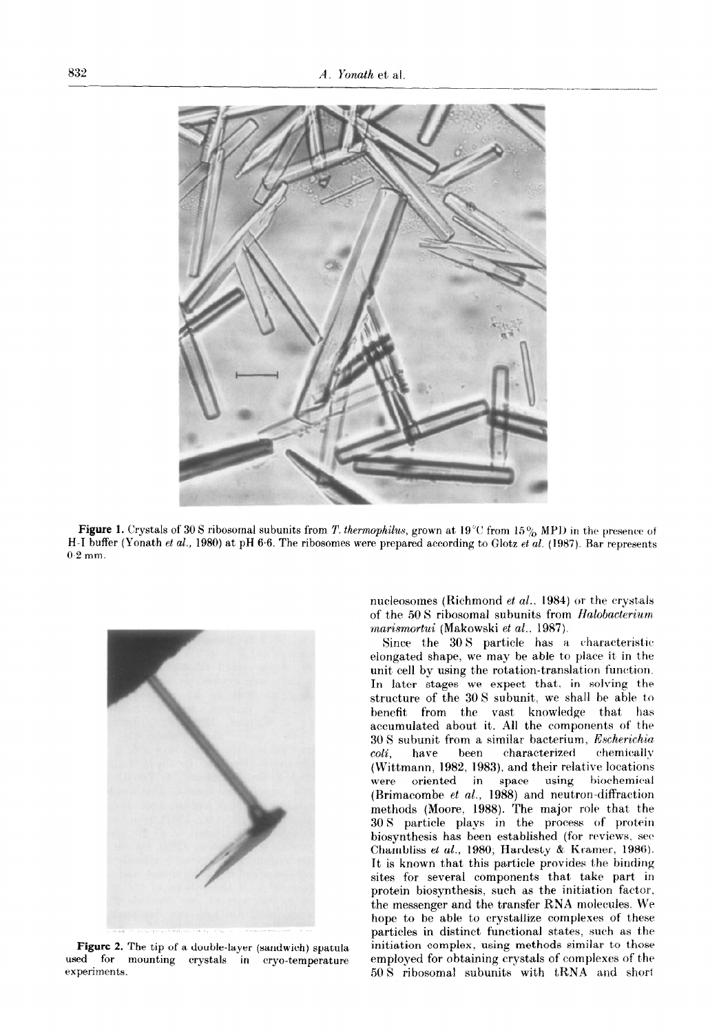**Figure 1.** Crystals of 30 S ribosomal subunits from *T. thermophilus*, grown at 19°C from 15% MPD in the presence of H-I buffer (Yonath *et al.*, 1980) at pH 6·6. The ribosomes were prepared according to Glotz *et al.* (1987). Bar represents 0·2 mm.

**Figure 2.** The tip of a double-layer (sandwich) spatula used for mounting crystals in cryo-temperature experiments.

nucleosomes (Richmond *et al.*, 1984) or the crystals of the 50 S ribosomal subunits from *Halobacterium marismortui* (Makowski *et al.*, 1987).

Since the 30 S particle has a characteristic elongated shape, we may be able to place it in the unit cell by using the rotation-translation function. In later stages we expect that, in solving the structure of the 30 S subunit, we shall be able to benefit from the vast knowledge that has accumulated about it. All the components of the 30 S subunit from a similar bacterium, *Escherichia coli*, have been characterized chemically (Wittmann, 1982, 1983), and their relative locations were oriented in space using biochemical (Brimacombe *et al.*, 1988) and neutron-diffraction methods (Moore, 1988). The major role that the 30 S particle plays in the process of protein biosynthesis has been established (for reviews, see Chambliss *et al.*, 1980; Hardesty & Kramer, 1986). It is known that this particle provides the binding sites for several components that take part in protein biosynthesis, such as the initiation factor, the messenger and the transfer RNA molecules. We hope to be able to crystallize complexes of these particles in distinct functional states, such as the initiation complex, using methods similar to those employed for obtaining crystals of complexes of the 50 S ribosomal subunits with tRNA and short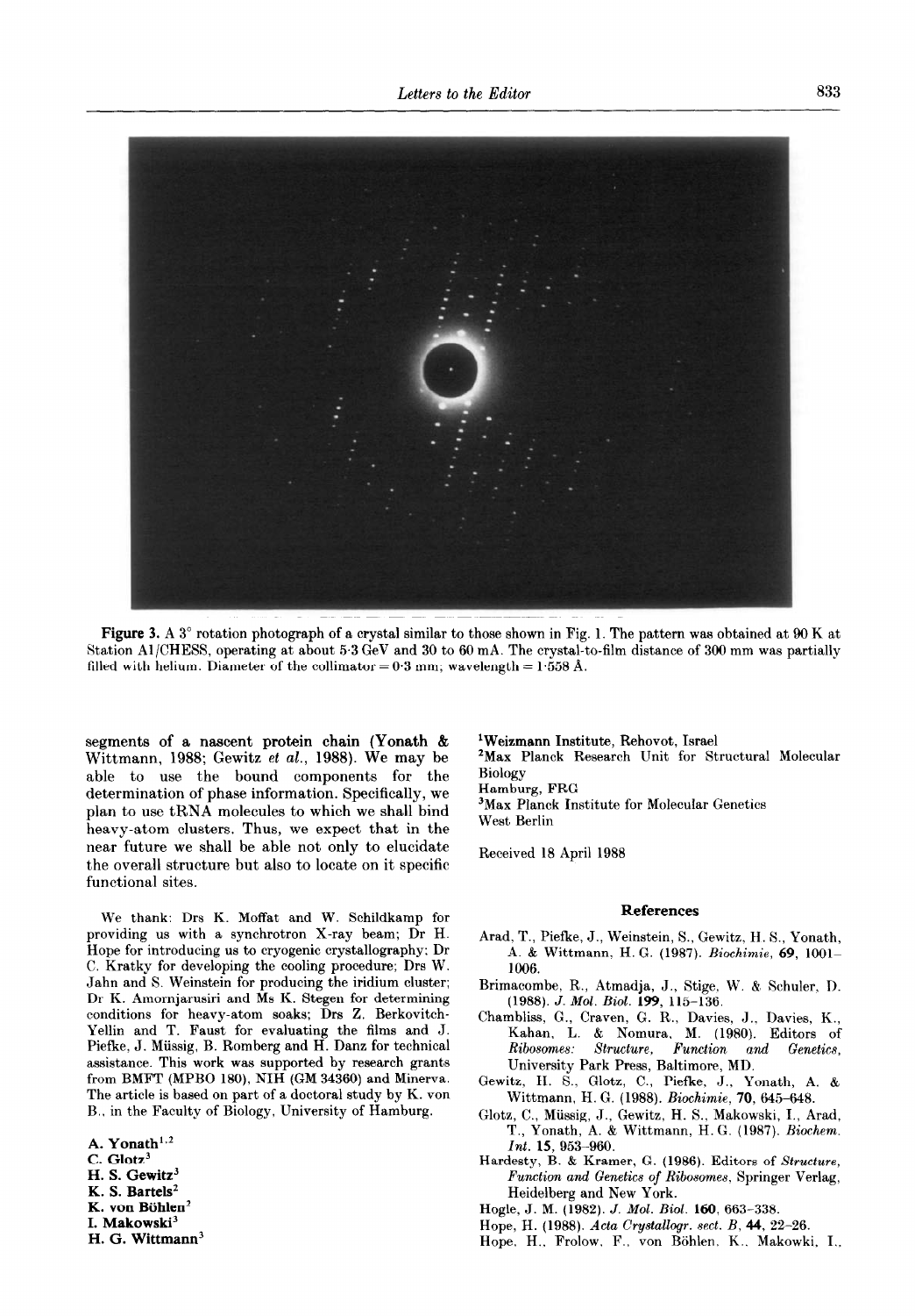**Figure 3.** A 3° rotation photograph of a crystal similar to those shown in Fig. 1. The pattern was obtained at 90 K at Station A1/CHESS, operating at about 5·3 GeV and 30 to 60 mA. The crystal-to-film distance of 300 mm was partially filled with helium. Diameter of the collimator = 0·3 mm; wavelength = 1·558 Å.

segments of a nascent protein chain (Yonath & Wittmann, 1988; Gewitz *et al.*, 1988). We may be able to use the bound components for the determination of phase information. Specifically, we plan to use tRNA molecules to which we shall bind heavy-atom clusters. Thus, we expect that in the near future we shall be able not only to elucidate the overall structure but also to locate on it specific functional sites.

We thank: Drs K. Moffat and W. Schildkamp for providing us with a synchrotron X-ray beam; Dr H. Hope for introducing us to cryogenic crystallography; Dr C. Kratky for developing the cooling procedure; Drs W. Jahn and S. Weinstein for producing the iridium cluster; Dr K. Amornjarusiri and Ms K. Stegen for determining conditions for heavy-atom soaks; Drs Z. Berkovitch-Yellin and T. Faust for evaluating the films and J. Piefke, J. Müssig, B. Romberg and H. Danz for technical assistance. This work was supported by research grants from BMFT (MPBO 180), NIH (GM 34360) and Minerva. The article is based on part of a doctoral study by K. von B., in the Faculty of Biology, University of Hamburg.

**A. Yonath**[1,2]
**C. Glotz**[3]
**H. S. Gewitz**[3]
**K. S. Bartels**[2]
**K. von Böhlen**[2]
**I. Makowski**[3]
**H. G. Wittmann**[3]

[1]Weizmann Institute, Rehovot, Israel
[2]Max Planck Research Unit for Structural Molecular Biology
Hamburg, FRG
[3]Max Planck Institute for Molecular Genetics
West Berlin

Received 18 April 1988

## References

Arad, T., Piefke, J., Weinstein, S., Gewitz, H. S., Yonath, A. & Wittmann, H. G. (1987). *Biochimie*, **69**, 1001–1006.

Brimacombe, R., Atmadja, J., Stige, W. & Schuler, D. (1988). *J. Mol. Biol.* **199**, 115–136.

Chambliss, G., Craven, G. R., Davies, J., Davies, K., Kahan, L. & Nomura, M. (1980). Editors of *Ribosomes: Structure, Function and Genetics*, University Park Press, Baltimore, MD.

Gewitz, H. S., Glotz, C., Piefke, J., Yonath, A. & Wittmann, H. G. (1988). *Biochimie*, **70**, 645–648.

Glotz, C., Müssig, J., Gewitz, H. S., Makowski, I., Arad, T., Yonath, A. & Wittmann, H. G. (1987). *Biochem. Int.* **15**, 953–960.

Hardesty, B. & Kramer, G. (1986). Editors of *Structure, Function and Genetics of Ribosomes*, Springer Verlag, Heidelberg and New York.

Hogle, J. M. (1982). *J. Mol. Biol.* **160**, 663–338.

Hope, H. (1988). *Acta Crystallogr. sect. B*, **44**, 22–26.

Hope, H., Frolow, F., von Böhlen, K., Makowki, I.,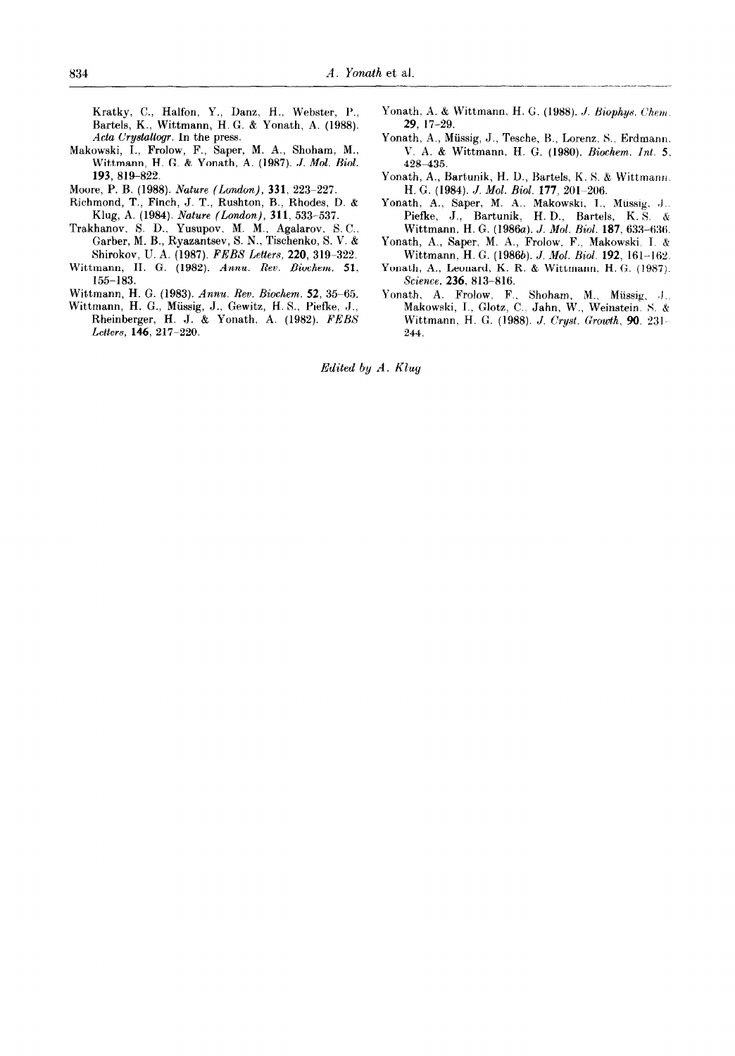Kratky, C., Halfon, Y., Danz, H., Webster, P., Bartels, K., Wittmann, H. G. & Yonath, A. (1988). *Acta Crystallogr.* In the press.

Makowski, I., Frolow, F., Saper, M. A., Shoham, M., Wittmann, H. G. & Yonath, A. (1987). *J. Mol. Biol.* **193**, 819–822.

Moore, P. B. (1988). *Nature (London)*, **331**, 223–227.

Richmond, T., Finch, J. T., Rushton, B., Rhodes, D. & Klug, A. (1984). *Nature (London)*, **311**, 533–537.

Trakhanov, S. D., Yusupov, M. M., Agalarov, S. C., Garber, M. B., Ryazantsev, S. N., Tischenko, S. V. & Shirokov, U. A. (1987). *FEBS Letters*, **220**, 319–322.

Wittmann, H. G. (1982). *Annu. Rev. Biochem.* **51**, 155–183.

Wittmann, H. G. (1983). *Annu. Rev. Biochem.* **52**, 35–65.

Wittmann, H. G., Müssig, J., Gewitz, H. S., Piefke, J., Rheinberger, H. J. & Yonath, A. (1982). *FEBS Letters*, **146**, 217–220.

Yonath, A. & Wittmann, H. G. (1988). *J. Biophys. Chem.* **29**, 17–29.

Yonath, A., Müssig, J., Tesche, B., Lorenz, S., Erdmann, V. A. & Wittmann, H. G. (1980). *Biochem. Int.* **5**, 428–435.

Yonath, A., Bartunik, H. D., Bartels, K. S. & Wittmann, H. G. (1984). *J. Mol. Biol.* **177**, 201–206.

Yonath, A., Saper, M. A., Makowski, I., Müssig, J., Piefke, J., Bartunik, H. D., Bartels, K. S. & Wittmann, H. G. (1986*a*). *J. Mol. Biol.* **187**, 633–636.

Yonath, A., Saper, M. A., Frolow, F., Makowski, I. & Wittmann, H. G. (1986*b*). *J. Mol. Biol.* **192**, 161–162.

Yonath, A., Leonard, K. R. & Wittmann, H. G. (1987). *Science*, **236**, 813–816.

Yonath, A. Frolow, F., Shoham, M., Müssig, J., Makowski, I., Glotz, C., Jahn, W., Weinstein, S. & Wittmann, H. G. (1988). *J. Cryst. Growth*, **90**, 231–244.

*Edited by A. Klug*